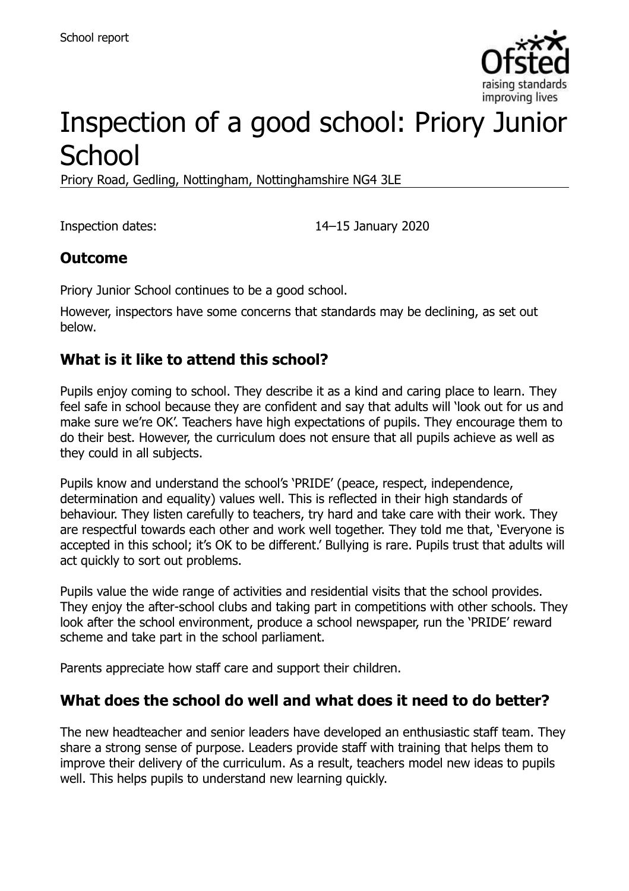School report

# Inspection of a good school: Priory Junior School

Priory Road, Gedling, Nottingham, Nottinghamshire NG4 3LE

Inspection dates: 14–15 January 2020

## Outcome

Priory Junior School continues to be a good school.

However, inspectors have some concerns that standards may be declining, as set out below.

## What is it like to attend this school?

Pupils enjoy coming to school. They describe it as a kind and caring place to learn. They feel safe in school because they are confident and say that adults will 'look out for us and make sure we're OK'. Teachers have high expectations of pupils. They encourage them to do their best. However, the curriculum does not ensure that all pupils achieve as well as they could in all subjects.

Pupils know and understand the school's 'PRIDE' (peace, respect, independence, determination and equality) values well. This is reflected in their high standards of behaviour. They listen carefully to teachers, try hard and take care with their work. They are respectful towards each other and work well together. They told me that, 'Everyone is accepted in this school; it's OK to be different.' Bullying is rare. Pupils trust that adults will act quickly to sort out problems.

Pupils value the wide range of activities and residential visits that the school provides. They enjoy the after-school clubs and taking part in competitions with other schools. They look after the school environment, produce a school newspaper, run the 'PRIDE' reward scheme and take part in the school parliament.

Parents appreciate how staff care and support their children.

## What does the school do well and what does it need to do better?

The new headteacher and senior leaders have developed an enthusiastic staff team. They share a strong sense of purpose. Leaders provide staff with training that helps them to improve their delivery of the curriculum. As a result, teachers model new ideas to pupils well. This helps pupils to understand new learning quickly.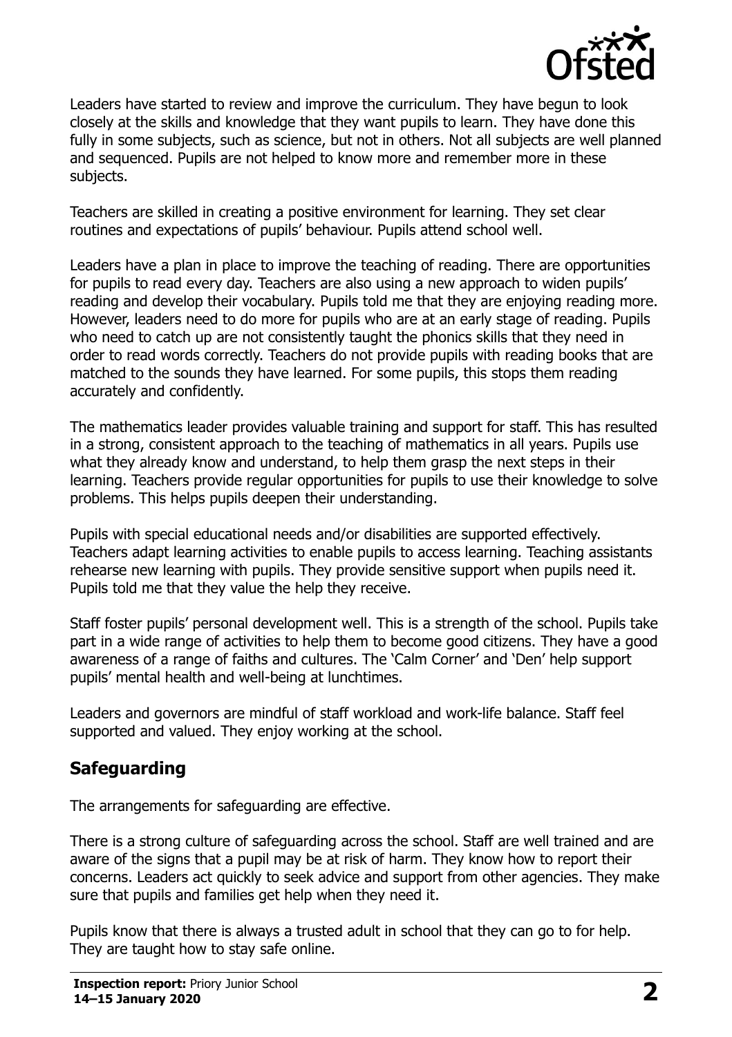Leaders have started to review and improve the curriculum. They have begun to look closely at the skills and knowledge that they want pupils to learn. They have done this fully in some subjects, such as science, but not in others. Not all subjects are well planned and sequenced. Pupils are not helped to know more and remember more in these subjects.

Teachers are skilled in creating a positive environment for learning. They set clear routines and expectations of pupils' behaviour. Pupils attend school well.

Leaders have a plan in place to improve the teaching of reading. There are opportunities for pupils to read every day. Teachers are also using a new approach to widen pupils' reading and develop their vocabulary. Pupils told me that they are enjoying reading more. However, leaders need to do more for pupils who are at an early stage of reading. Pupils who need to catch up are not consistently taught the phonics skills that they need in order to read words correctly. Teachers do not provide pupils with reading books that are matched to the sounds they have learned. For some pupils, this stops them reading accurately and confidently.

The mathematics leader provides valuable training and support for staff. This has resulted in a strong, consistent approach to the teaching of mathematics in all years. Pupils use what they already know and understand, to help them grasp the next steps in their learning. Teachers provide regular opportunities for pupils to use their knowledge to solve problems. This helps pupils deepen their understanding.

Pupils with special educational needs and/or disabilities are supported effectively. Teachers adapt learning activities to enable pupils to access learning. Teaching assistants rehearse new learning with pupils. They provide sensitive support when pupils need it. Pupils told me that they value the help they receive.

Staff foster pupils' personal development well. This is a strength of the school. Pupils take part in a wide range of activities to help them to become good citizens. They have a good awareness of a range of faiths and cultures. The 'Calm Corner' and 'Den' help support pupils' mental health and well-being at lunchtimes.

Leaders and governors are mindful of staff workload and work-life balance. Staff feel supported and valued. They enjoy working at the school.

## Safeguarding

The arrangements for safeguarding are effective.

There is a strong culture of safeguarding across the school. Staff are well trained and are aware of the signs that a pupil may be at risk of harm. They know how to report their concerns. Leaders act quickly to seek advice and support from other agencies. They make sure that pupils and families get help when they need it.

Pupils know that there is always a trusted adult in school that they can go to for help. They are taught how to stay safe online.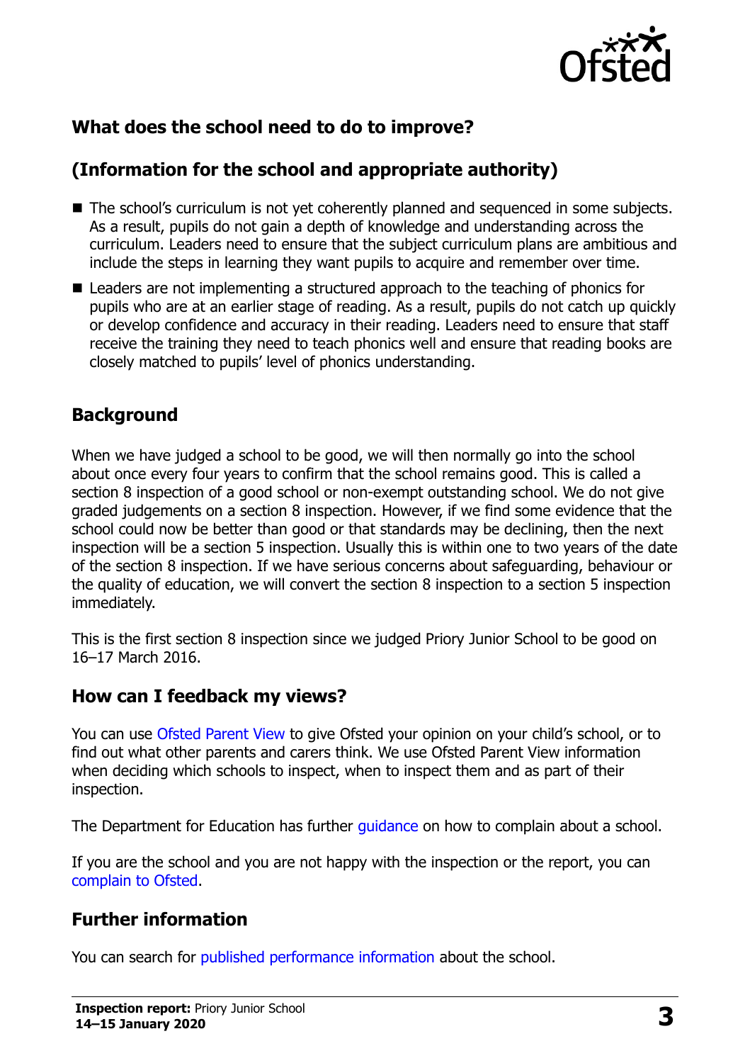## What does the school need to do to improve?

## (Information for the school and appropriate authority)

- The school's curriculum is not yet coherently planned and sequenced in some subjects. As a result, pupils do not gain a depth of knowledge and understanding across the curriculum. Leaders need to ensure that the subject curriculum plans are ambitious and include the steps in learning they want pupils to acquire and remember over time.
- Leaders are not implementing a structured approach to the teaching of phonics for pupils who are at an earlier stage of reading. As a result, pupils do not catch up quickly or develop confidence and accuracy in their reading. Leaders need to ensure that staff receive the training they need to teach phonics well and ensure that reading books are closely matched to pupils' level of phonics understanding.

## Background

When we have judged a school to be good, we will then normally go into the school about once every four years to confirm that the school remains good. This is called a section 8 inspection of a good school or non-exempt outstanding school. We do not give graded judgements on a section 8 inspection. However, if we find some evidence that the school could now be better than good or that standards may be declining, then the next inspection will be a section 5 inspection. Usually this is within one to two years of the date of the section 8 inspection. If we have serious concerns about safeguarding, behaviour or the quality of education, we will convert the section 8 inspection to a section 5 inspection immediately.

This is the first section 8 inspection since we judged Priory Junior School to be good on 16–17 March 2016.

## How can I feedback my views?

You can use Ofsted Parent View to give Ofsted your opinion on your child's school, or to find out what other parents and carers think. We use Ofsted Parent View information when deciding which schools to inspect, when to inspect them and as part of their inspection.

The Department for Education has further guidance on how to complain about a school.

If you are the school and you are not happy with the inspection or the report, you can complain to Ofsted.

## Further information

You can search for published performance information about the school.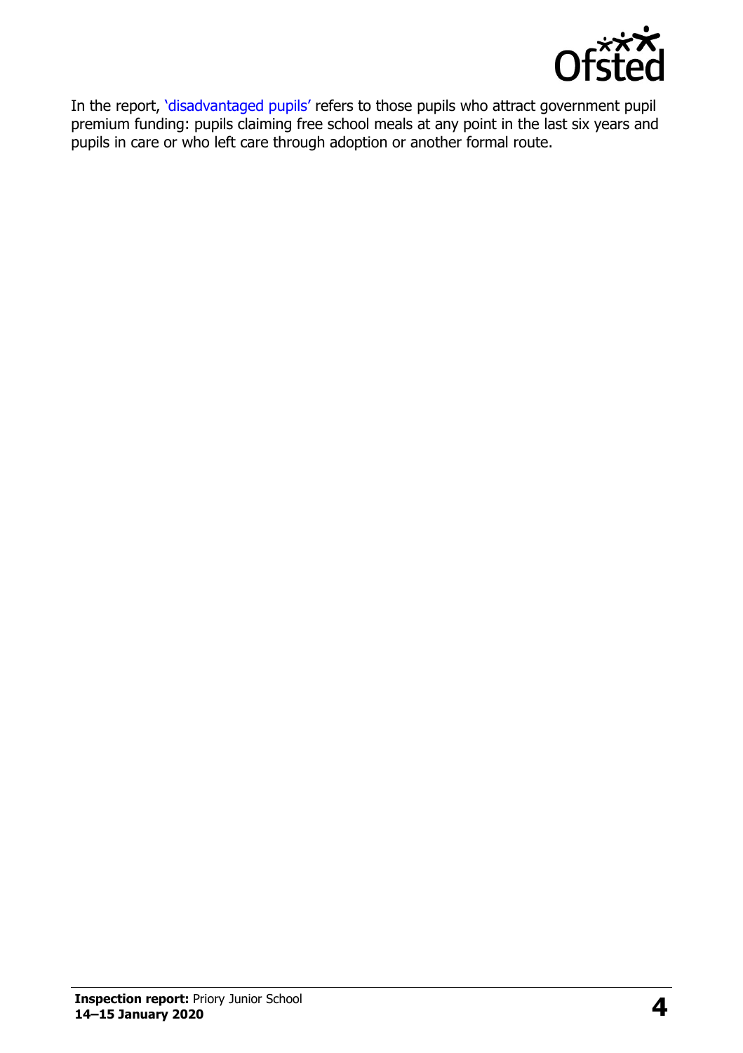In the report, 'disadvantaged pupils' refers to those pupils who attract government pupil premium funding: pupils claiming free school meals at any point in the last six years and pupils in care or who left care through adoption or another formal route.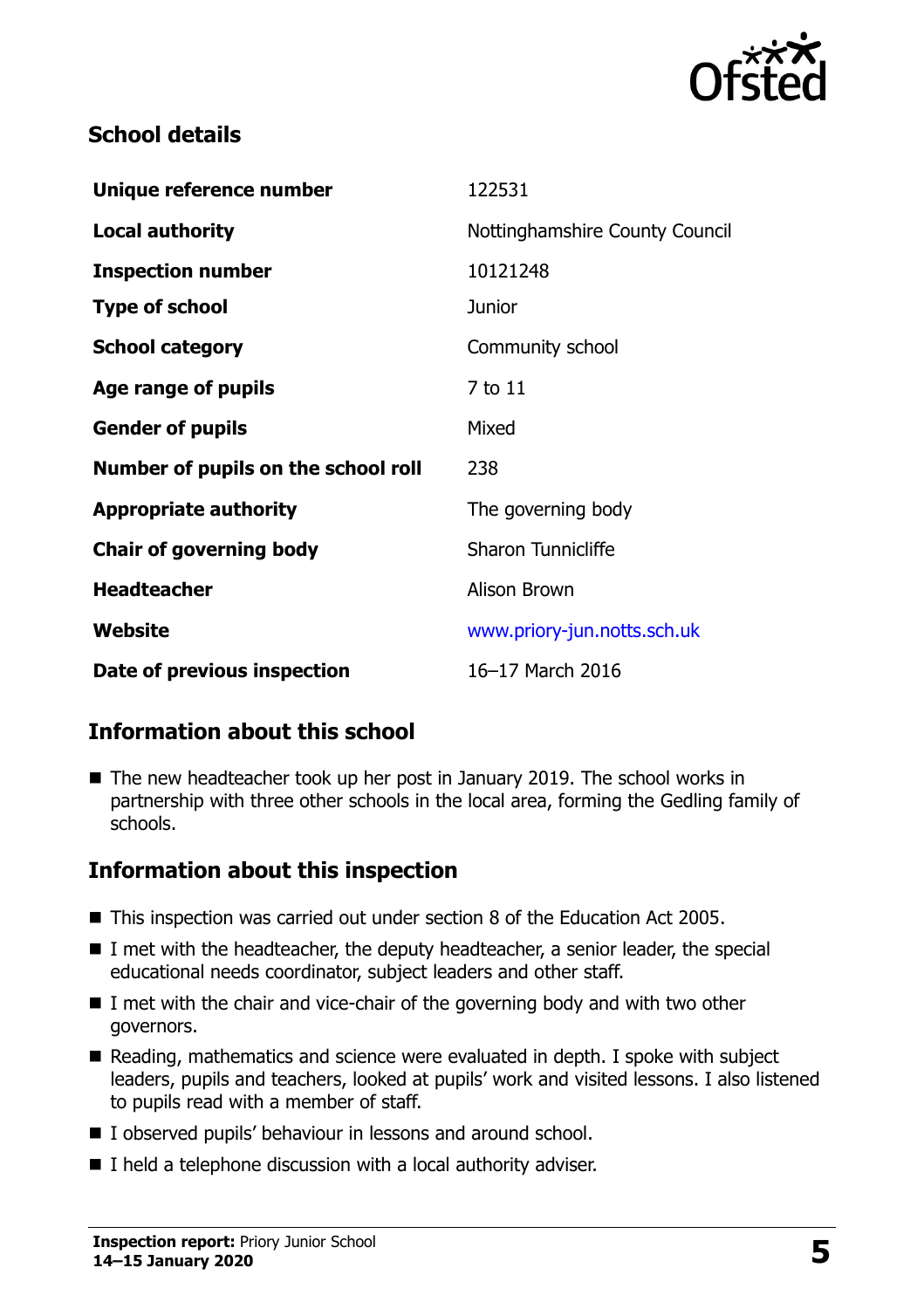## School details

| | |
|---|---|
| **Unique reference number** | 122531 |
| **Local authority** | Nottinghamshire County Council |
| **Inspection number** | 10121248 |
| **Type of school** | Junior |
| **School category** | Community school |
| **Age range of pupils** | 7 to 11 |
| **Gender of pupils** | Mixed |
| **Number of pupils on the school roll** | 238 |
| **Appropriate authority** | The governing body |
| **Chair of governing body** | Sharon Tunnicliffe |
| **Headteacher** | Alison Brown |
| **Website** | www.priory-jun.notts.sch.uk |
| **Date of previous inspection** | 16–17 March 2016 |

## Information about this school

- The new headteacher took up her post in January 2019. The school works in partnership with three other schools in the local area, forming the Gedling family of schools.

## Information about this inspection

- This inspection was carried out under section 8 of the Education Act 2005.
- I met with the headteacher, the deputy headteacher, a senior leader, the special educational needs coordinator, subject leaders and other staff.
- I met with the chair and vice-chair of the governing body and with two other governors.
- Reading, mathematics and science were evaluated in depth. I spoke with subject leaders, pupils and teachers, looked at pupils' work and visited lessons. I also listened to pupils read with a member of staff.
- I observed pupils' behaviour in lessons and around school.
- I held a telephone discussion with a local authority adviser.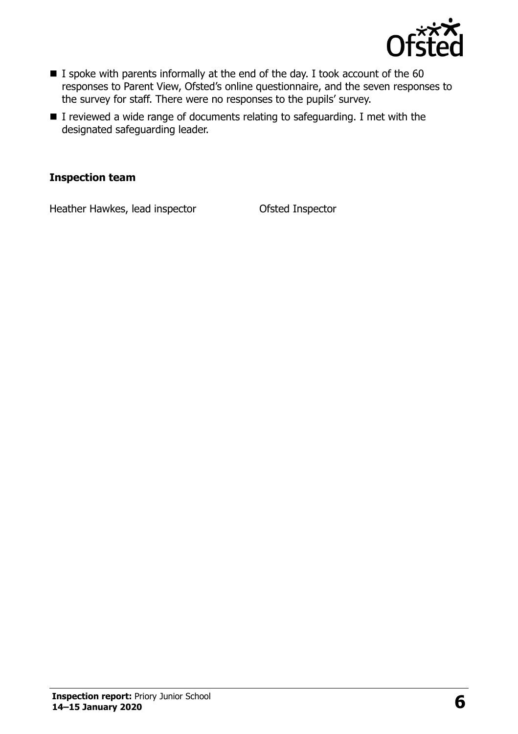- I spoke with parents informally at the end of the day. I took account of the 60 responses to Parent View, Ofsted's online questionnaire, and the seven responses to the survey for staff. There were no responses to the pupils' survey.
- I reviewed a wide range of documents relating to safeguarding. I met with the designated safeguarding leader.

**Inspection team**

| | |
|---|---|
| Heather Hawkes, lead inspector | Ofsted Inspector |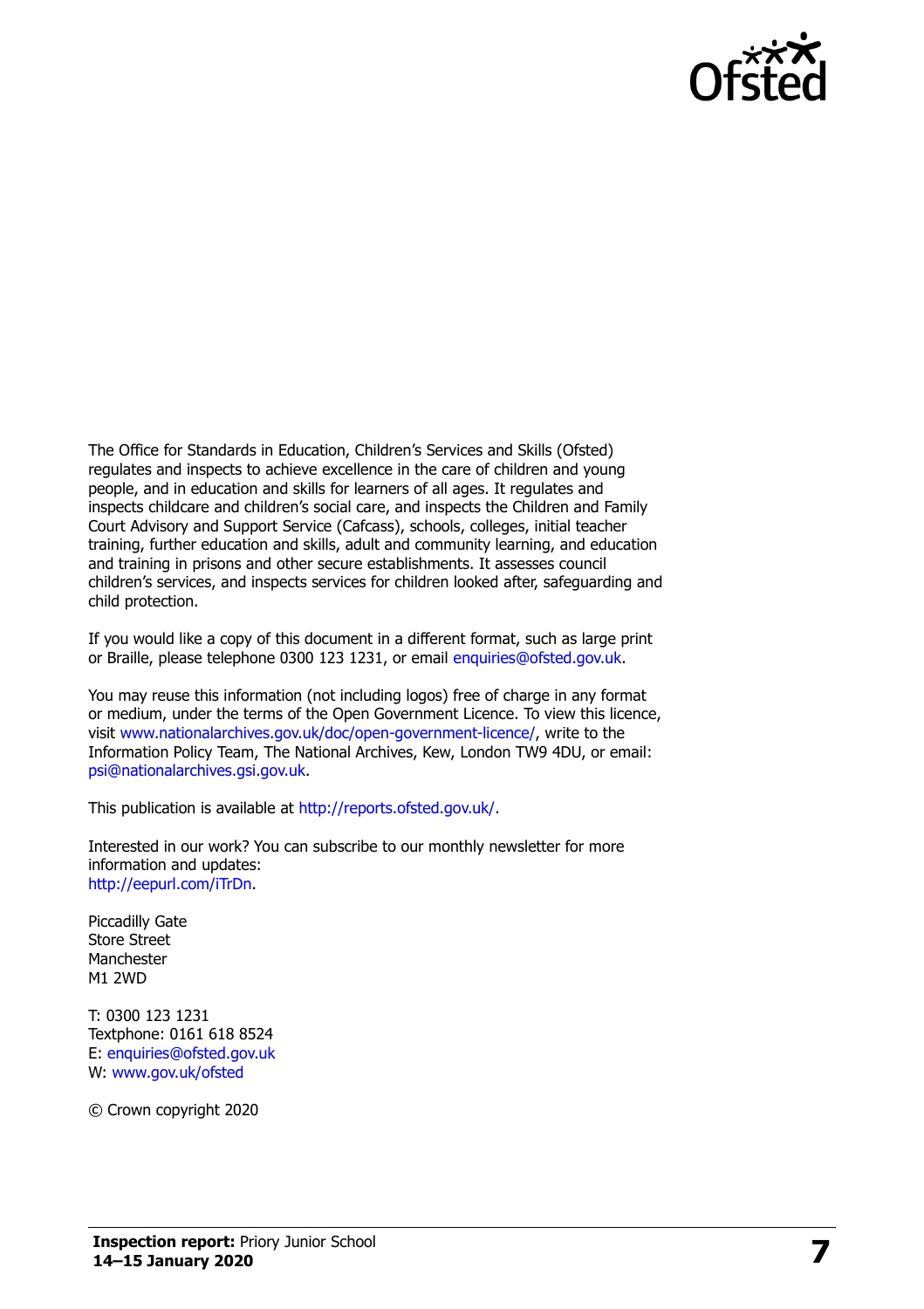The Office for Standards in Education, Children's Services and Skills (Ofsted) regulates and inspects to achieve excellence in the care of children and young people, and in education and skills for learners of all ages. It regulates and inspects childcare and children's social care, and inspects the Children and Family Court Advisory and Support Service (Cafcass), schools, colleges, initial teacher training, further education and skills, adult and community learning, and education and training in prisons and other secure establishments. It assesses council children's services, and inspects services for children looked after, safeguarding and child protection.

If you would like a copy of this document in a different format, such as large print or Braille, please telephone 0300 123 1231, or email enquiries@ofsted.gov.uk.

You may reuse this information (not including logos) free of charge in any format or medium, under the terms of the Open Government Licence. To view this licence, visit www.nationalarchives.gov.uk/doc/open-government-licence/, write to the Information Policy Team, The National Archives, Kew, London TW9 4DU, or email: psi@nationalarchives.gsi.gov.uk.

This publication is available at http://reports.ofsted.gov.uk/.

Interested in our work? You can subscribe to our monthly newsletter for more information and updates:
http://eepurl.com/iTrDn.

Piccadilly Gate
Store Street
Manchester
M1 2WD

T: 0300 123 1231
Textphone: 0161 618 8524
E: enquiries@ofsted.gov.uk
W: www.gov.uk/ofsted

© Crown copyright 2020